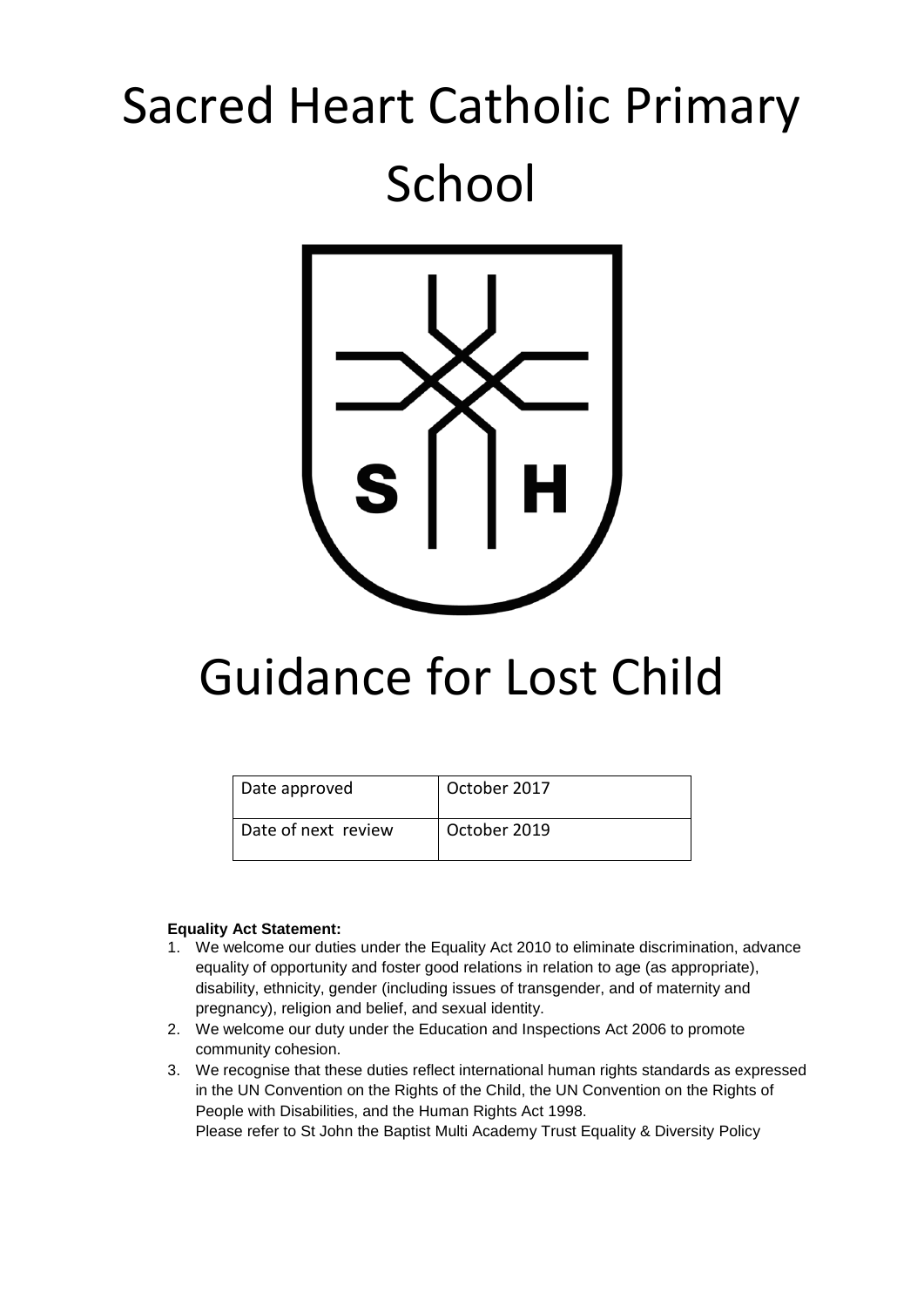# Sacred Heart Catholic Primary School

# Guidance for Lost Child

| Date approved | October 2017 |
|---|---|
| Date of next review | October 2019 |

**Equality Act Statement:**

1. We welcome our duties under the Equality Act 2010 to eliminate discrimination, advance equality of opportunity and foster good relations in relation to age (as appropriate), disability, ethnicity, gender (including issues of transgender, and of maternity and pregnancy), religion and belief, and sexual identity.
2. We welcome our duty under the Education and Inspections Act 2006 to promote community cohesion.
3. We recognise that these duties reflect international human rights standards as expressed in the UN Convention on the Rights of the Child, the UN Convention on the Rights of People with Disabilities, and the Human Rights Act 1998.
   Please refer to St John the Baptist Multi Academy Trust Equality & Diversity Policy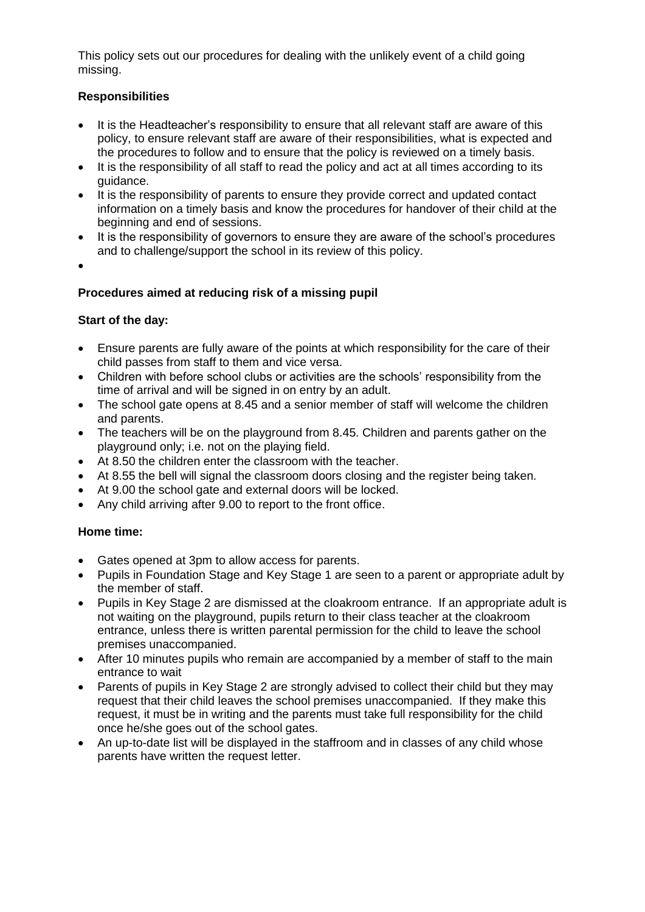This policy sets out our procedures for dealing with the unlikely event of a child going missing.

**Responsibilities**

- It is the Headteacher's responsibility to ensure that all relevant staff are aware of this policy, to ensure relevant staff are aware of their responsibilities, what is expected and the procedures to follow and to ensure that the policy is reviewed on a timely basis.
- It is the responsibility of all staff to read the policy and act at all times according to its guidance.
- It is the responsibility of parents to ensure they provide correct and updated contact information on a timely basis and know the procedures for handover of their child at the beginning and end of sessions.
- It is the responsibility of governors to ensure they are aware of the school's procedures and to challenge/support the school in its review of this policy.

**Procedures aimed at reducing risk of a missing pupil**

**Start of the day:**

- Ensure parents are fully aware of the points at which responsibility for the care of their child passes from staff to them and vice versa.
- Children with before school clubs or activities are the schools' responsibility from the time of arrival and will be signed in on entry by an adult.
- The school gate opens at 8.45 and a senior member of staff will welcome the children and parents.
- The teachers will be on the playground from 8.45. Children and parents gather on the playground only; i.e. not on the playing field.
- At 8.50 the children enter the classroom with the teacher.
- At 8.55 the bell will signal the classroom doors closing and the register being taken.
- At 9.00 the school gate and external doors will be locked.
- Any child arriving after 9.00 to report to the front office.

**Home time:**

- Gates opened at 3pm to allow access for parents.
- Pupils in Foundation Stage and Key Stage 1 are seen to a parent or appropriate adult by the member of staff.
- Pupils in Key Stage 2 are dismissed at the cloakroom entrance. If an appropriate adult is not waiting on the playground, pupils return to their class teacher at the cloakroom entrance, unless there is written parental permission for the child to leave the school premises unaccompanied.
- After 10 minutes pupils who remain are accompanied by a member of staff to the main entrance to wait
- Parents of pupils in Key Stage 2 are strongly advised to collect their child but they may request that their child leaves the school premises unaccompanied. If they make this request, it must be in writing and the parents must take full responsibility for the child once he/she goes out of the school gates.
- An up-to-date list will be displayed in the staffroom and in classes of any child whose parents have written the request letter.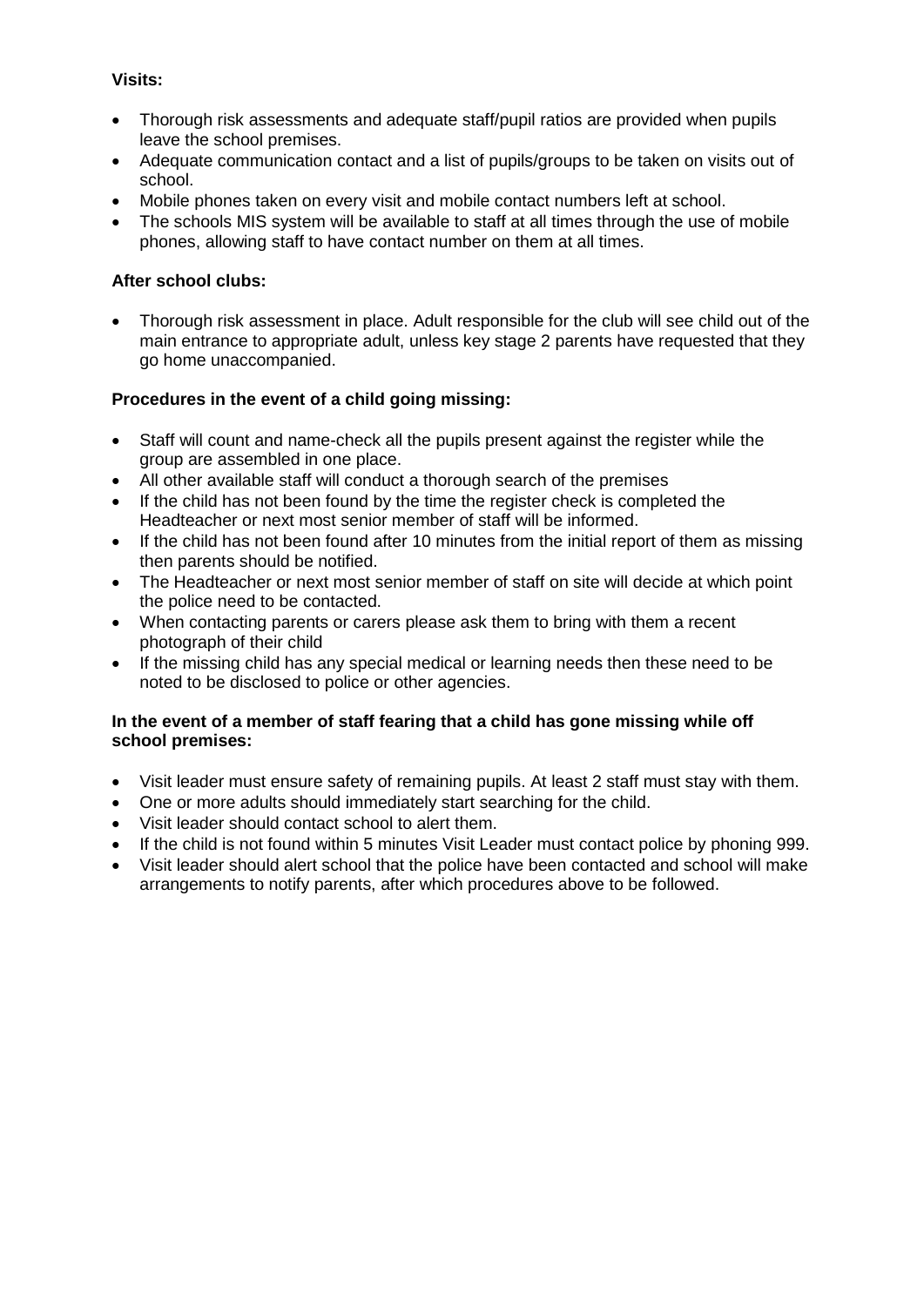**Visits:**

- Thorough risk assessments and adequate staff/pupil ratios are provided when pupils leave the school premises.
- Adequate communication contact and a list of pupils/groups to be taken on visits out of school.
- Mobile phones taken on every visit and mobile contact numbers left at school.
- The schools MIS system will be available to staff at all times through the use of mobile phones, allowing staff to have contact number on them at all times.

**After school clubs:**

- Thorough risk assessment in place. Adult responsible for the club will see child out of the main entrance to appropriate adult, unless key stage 2 parents have requested that they go home unaccompanied.

**Procedures in the event of a child going missing:**

- Staff will count and name-check all the pupils present against the register while the group are assembled in one place.
- All other available staff will conduct a thorough search of the premises
- If the child has not been found by the time the register check is completed the Headteacher or next most senior member of staff will be informed.
- If the child has not been found after 10 minutes from the initial report of them as missing then parents should be notified.
- The Headteacher or next most senior member of staff on site will decide at which point the police need to be contacted.
- When contacting parents or carers please ask them to bring with them a recent photograph of their child
- If the missing child has any special medical or learning needs then these need to be noted to be disclosed to police or other agencies.

**In the event of a member of staff fearing that a child has gone missing while off school premises:**

- Visit leader must ensure safety of remaining pupils. At least 2 staff must stay with them.
- One or more adults should immediately start searching for the child.
- Visit leader should contact school to alert them.
- If the child is not found within 5 minutes Visit Leader must contact police by phoning 999.
- Visit leader should alert school that the police have been contacted and school will make arrangements to notify parents, after which procedures above to be followed.